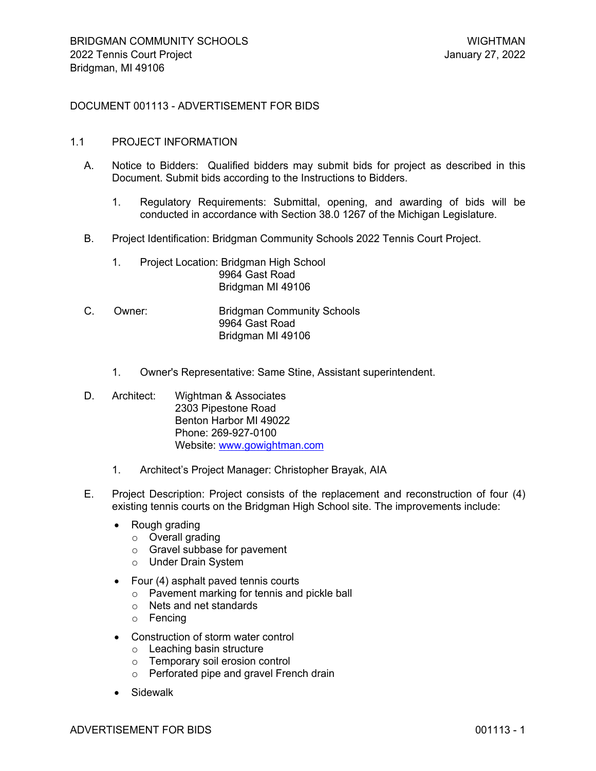# DOCUMENT 001113 - ADVERTISEMENT FOR BIDS

## 1.1 PROJECT INFORMATION

A. Notice to Bidders: Qualified bidders may submit bids for project as described in this Document. Submit bids according to the Instructions to Bidders.

1. Regulatory Requirements: Submittal, opening, and awarding of bids will be conducted in accordance with Section 38.0 1267 of the Michigan Legislature.

B. Project Identification: Bridgman Community Schools 2022 Tennis Court Project.

1. Project Location: Bridgman High School
   9964 Gast Road
   Bridgman MI 49106

C. Owner: Bridgman Community Schools
   9964 Gast Road
   Bridgman MI 49106

1. Owner's Representative: Same Stine, Assistant superintendent.

D. Architect: Wightman & Associates
   2303 Pipestone Road
   Benton Harbor MI 49022
   Phone: 269-927-0100
   Website: www.gowightman.com

1. Architect's Project Manager: Christopher Brayak, AIA

E. Project Description: Project consists of the replacement and reconstruction of four (4) existing tennis courts on the Bridgman High School site. The improvements include:

- Rough grading
  - Overall grading
  - Gravel subbase for pavement
  - Under Drain System
- Four (4) asphalt paved tennis courts
  - Pavement marking for tennis and pickle ball
  - Nets and net standards
  - Fencing
- Construction of storm water control
  - Leaching basin structure
  - Temporary soil erosion control
  - Perforated pipe and gravel French drain
- Sidewalk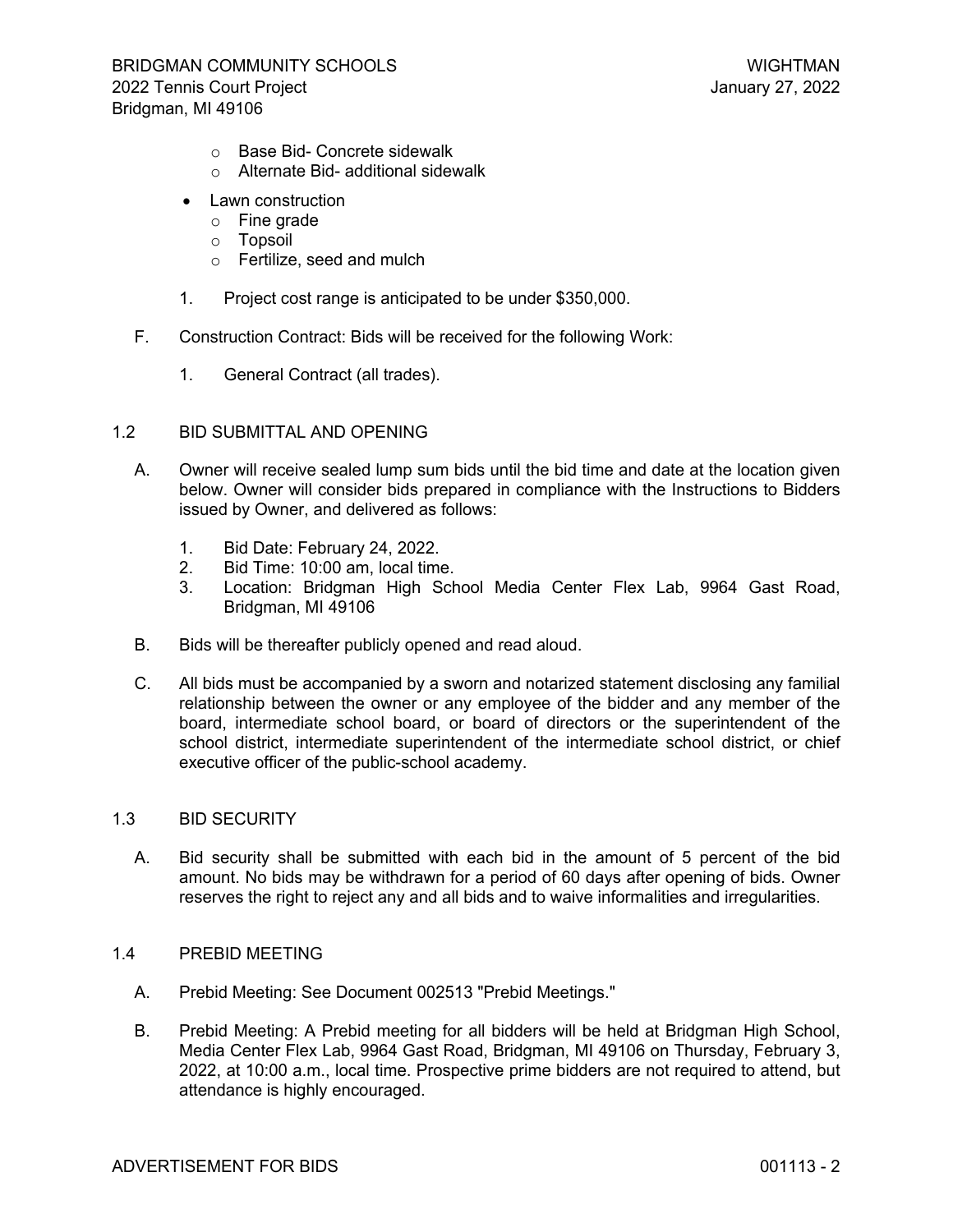- Base Bid- Concrete sidewalk
    - Alternate Bid- additional sidewalk

- Lawn construction
    - Fine grade
    - Topsoil
    - Fertilize, seed and mulch

1. Project cost range is anticipated to be under $350,000.

F. Construction Contract: Bids will be received for the following Work:

1. General Contract (all trades).

## 1.2 BID SUBMITTAL AND OPENING

A. Owner will receive sealed lump sum bids until the bid time and date at the location given below. Owner will consider bids prepared in compliance with the Instructions to Bidders issued by Owner, and delivered as follows:

1. Bid Date: February 24, 2022.
2. Bid Time: 10:00 am, local time.
3. Location: Bridgman High School Media Center Flex Lab, 9964 Gast Road, Bridgman, MI 49106

B. Bids will be thereafter publicly opened and read aloud.

C. All bids must be accompanied by a sworn and notarized statement disclosing any familial relationship between the owner or any employee of the bidder and any member of the board, intermediate school board, or board of directors or the superintendent of the school district, intermediate superintendent of the intermediate school district, or chief executive officer of the public-school academy.

## 1.3 BID SECURITY

A. Bid security shall be submitted with each bid in the amount of 5 percent of the bid amount. No bids may be withdrawn for a period of 60 days after opening of bids. Owner reserves the right to reject any and all bids and to waive informalities and irregularities.

## 1.4 PREBID MEETING

A. Prebid Meeting: See Document 002513 "Prebid Meetings."

B. Prebid Meeting: A Prebid meeting for all bidders will be held at Bridgman High School, Media Center Flex Lab, 9964 Gast Road, Bridgman, MI 49106 on Thursday, February 3, 2022, at 10:00 a.m., local time. Prospective prime bidders are not required to attend, but attendance is highly encouraged.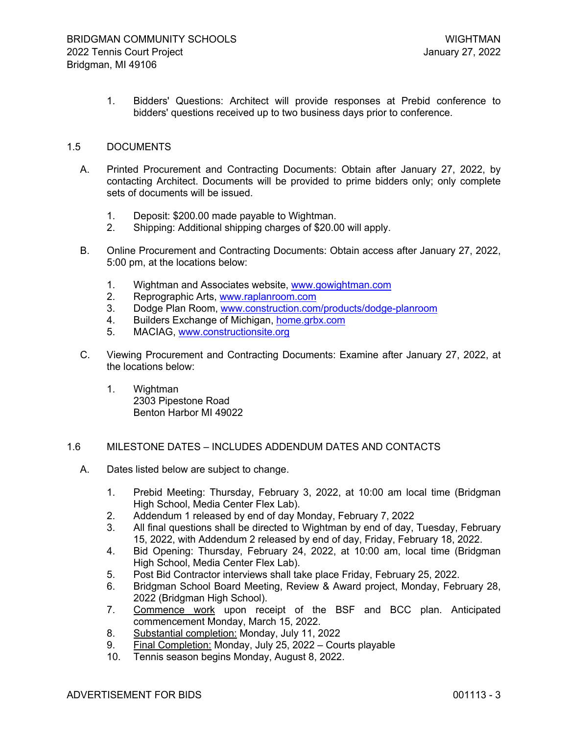1. Bidders' Questions: Architect will provide responses at Prebid conference to bidders' questions received up to two business days prior to conference.

## 1.5 DOCUMENTS

A. Printed Procurement and Contracting Documents: Obtain after January 27, 2022, by contacting Architect. Documents will be provided to prime bidders only; only complete sets of documents will be issued.

   1. Deposit: $200.00 made payable to Wightman.
   2. Shipping: Additional shipping charges of $20.00 will apply.

B. Online Procurement and Contracting Documents: Obtain access after January 27, 2022, 5:00 pm, at the locations below:

   1. Wightman and Associates website, [www.gowightman.com](http://www.gowightman.com)
   2. Reprographic Arts, [www.raplanroom.com](http://www.raplanroom.com)
   3. Dodge Plan Room, [www.construction.com/products/dodge-planroom](http://www.construction.com/products/dodge-planroom)
   4. Builders Exchange of Michigan, [home.grbx.com](http://home.grbx.com)
   5. MACIAG, [www.constructionsite.org](http://www.constructionsite.org)

C. Viewing Procurement and Contracting Documents: Examine after January 27, 2022, at the locations below:

   1. Wightman  
      2303 Pipestone Road  
      Benton Harbor MI 49022

## 1.6 MILESTONE DATES – INCLUDES ADDENDUM DATES AND CONTACTS

A. Dates listed below are subject to change.

   1. Prebid Meeting: Thursday, February 3, 2022, at 10:00 am local time (Bridgman High School, Media Center Flex Lab).
   2. Addendum 1 released by end of day Monday, February 7, 2022
   3. All final questions shall be directed to Wightman by end of day, Tuesday, February 15, 2022, with Addendum 2 released by end of day, Friday, February 18, 2022.
   4. Bid Opening: Thursday, February 24, 2022, at 10:00 am, local time (Bridgman High School, Media Center Flex Lab).
   5. Post Bid Contractor interviews shall take place Friday, February 25, 2022.
   6. Bridgman School Board Meeting, Review & Award project, Monday, February 28, 2022 (Bridgman High School).
   7. <u>Commence work</u> upon receipt of the BSF and BCC plan. Anticipated commencement Monday, March 15, 2022.
   8. <u>Substantial completion:</u> Monday, July 11, 2022
   9. <u>Final Completion:</u> Monday, July 25, 2022 – Courts playable
   10. Tennis season begins Monday, August 8, 2022.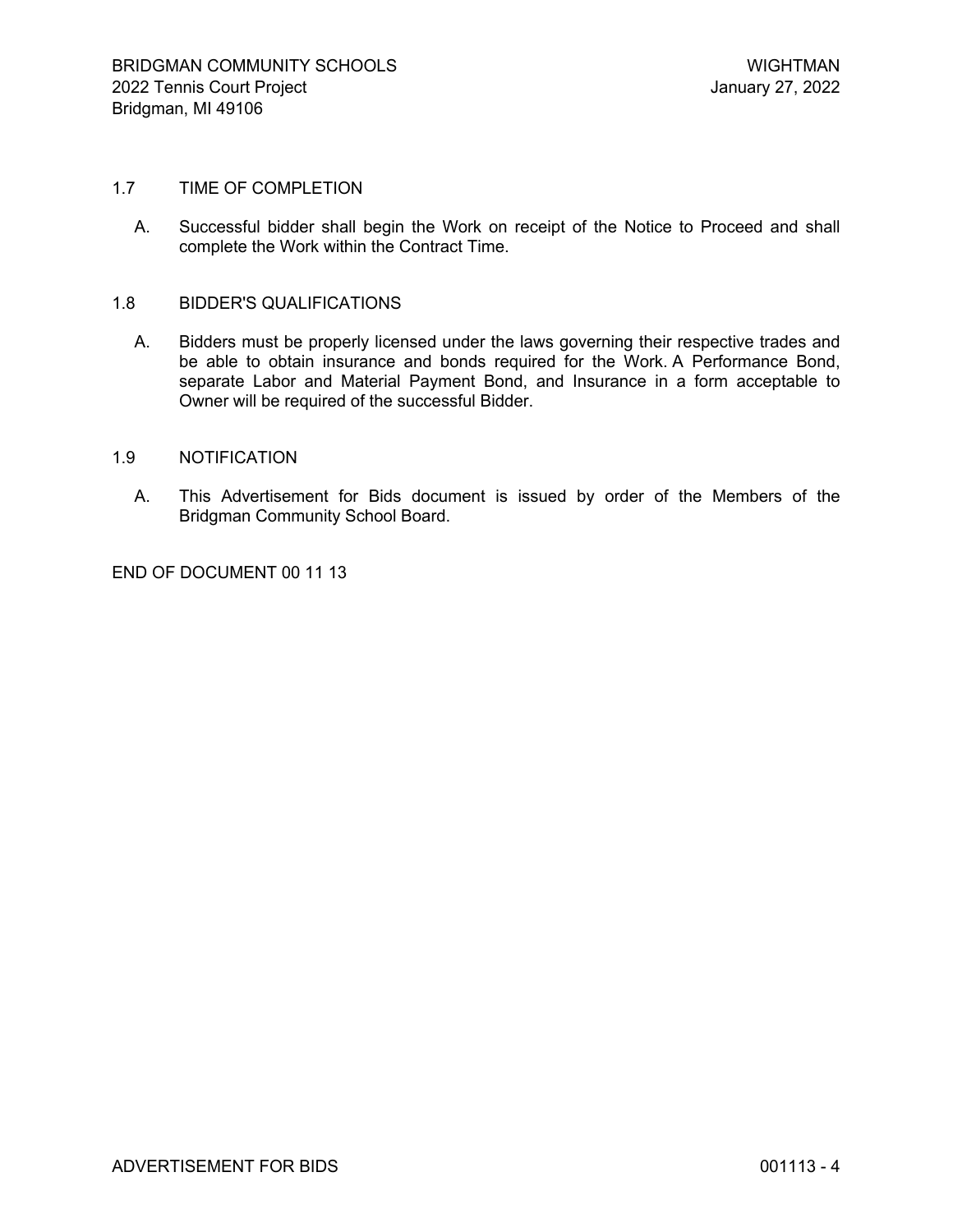## 1.7 TIME OF COMPLETION

A. Successful bidder shall begin the Work on receipt of the Notice to Proceed and shall complete the Work within the Contract Time.

## 1.8 BIDDER'S QUALIFICATIONS

A. Bidders must be properly licensed under the laws governing their respective trades and be able to obtain insurance and bonds required for the Work. A Performance Bond, separate Labor and Material Payment Bond, and Insurance in a form acceptable to Owner will be required of the successful Bidder.

## 1.9 NOTIFICATION

A. This Advertisement for Bids document is issued by order of the Members of the Bridgman Community School Board.

END OF DOCUMENT 00 11 13